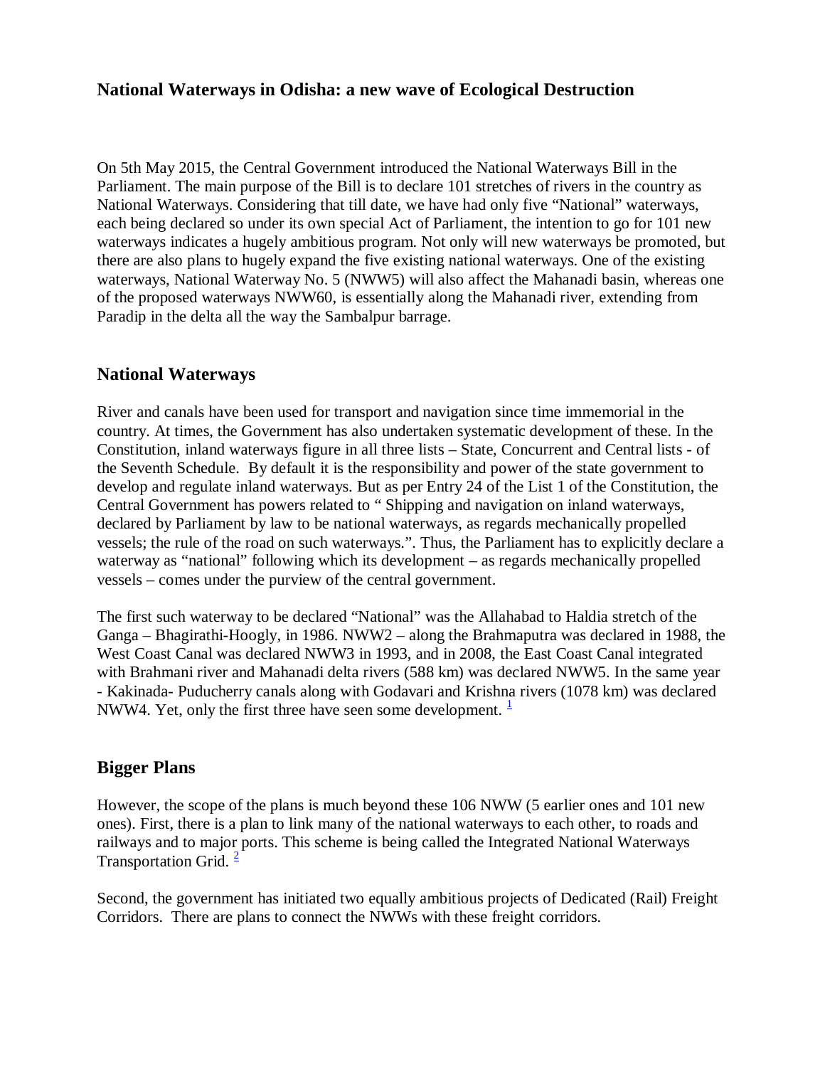## National Waterways in Odisha: a new wave of Ecological Destruction

On 5th May 2015, the Central Government introduced the National Waterways Bill in the Parliament. The main purpose of the Bill is to declare 101 stretches of rivers in the country as National Waterways. Considering that till date, we have had only five "National" waterways, each being declared so under its own special Act of Parliament, the intention to go for 101 new waterways indicates a hugely ambitious program. Not only will new waterways be promoted, but there are also plans to hugely expand the five existing national waterways. One of the existing waterways, National Waterway No. 5 (NWW5) will also affect the Mahanadi basin, whereas one of the proposed waterways NWW60, is essentially along the Mahanadi river, extending from Paradip in the delta all the way the Sambalpur barrage.

## National Waterways

River and canals have been used for transport and navigation since time immemorial in the country. At times, the Government has also undertaken systematic development of these. In the Constitution, inland waterways figure in all three lists – State, Concurrent and Central lists - of the Seventh Schedule. By default it is the responsibility and power of the state government to develop and regulate inland waterways. But as per Entry 24 of the List 1 of the Constitution, the Central Government has powers related to " Shipping and navigation on inland waterways, declared by Parliament by law to be national waterways, as regards mechanically propelled vessels; the rule of the road on such waterways.". Thus, the Parliament has to explicitly declare a waterway as "national" following which its development – as regards mechanically propelled vessels – comes under the purview of the central government.

The first such waterway to be declared "National" was the Allahabad to Haldia stretch of the Ganga – Bhagirathi-Hoogly, in 1986. NWW2 – along the Brahmaputra was declared in 1988, the West Coast Canal was declared NWW3 in 1993, and in 2008, the East Coast Canal integrated with Brahmani river and Mahanadi delta rivers (588 km) was declared NWW5. In the same year - Kakinada- Puducherry canals along with Godavari and Krishna rivers (1078 km) was declared NWW4. Yet, only the first three have seen some development. [1]

## Bigger Plans

However, the scope of the plans is much beyond these 106 NWW (5 earlier ones and 101 new ones). First, there is a plan to link many of the national waterways to each other, to roads and railways and to major ports. This scheme is being called the Integrated National Waterways Transportation Grid. [2]

Second, the government has initiated two equally ambitious projects of Dedicated (Rail) Freight Corridors. There are plans to connect the NWWs with these freight corridors.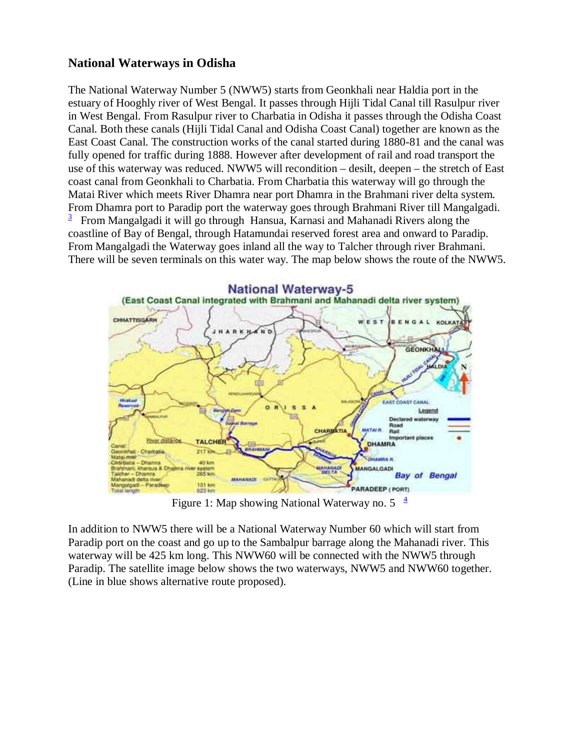## National Waterways in Odisha

The National Waterway Number 5 (NWW5) starts from Geonkhali near Haldia port in the estuary of Hooghly river of West Bengal. It passes through Hijli Tidal Canal till Rasulpur river in West Bengal. From Rasulpur river to Charbatia in Odisha it passes through the Odisha Coast Canal. Both these canals (Hijli Tidal Canal and Odisha Coast Canal) together are known as the East Coast Canal. The construction works of the canal started during 1880-81 and the canal was fully opened for traffic during 1888. However after development of rail and road transport the use of this waterway was reduced. NWW5 will recondition – desilt, deepen – the stretch of East coast canal from Geonkhali to Charbatia. From Charbatia this waterway will go through the Matai River which meets River Dhamra near port Dhamra in the Brahmani river delta system. From Dhamra port to Paradip port the waterway goes through Brahmani River till Mangalgadi. [3] From Mangalgadi it will go through Hansua, Karnasi and Mahanadi Rivers along the coastline of Bay of Bengal, through Hatamundai reserved forest area and onward to Paradip. From Mangalgadi the Waterway goes inland all the way to Talcher through river Brahmani. There will be seven terminals on this water way. The map below shows the route of the NWW5.

Figure 1: Map showing National Waterway no. 5 [4]

In addition to NWW5 there will be a National Waterway Number 60 which will start from Paradip port on the coast and go up to the Sambalpur barrage along the Mahanadi river. This waterway will be 425 km long. This NWW60 will be connected with the NWW5 through Paradip. The satellite image below shows the two waterways, NWW5 and NWW60 together. (Line in blue shows alternative route proposed).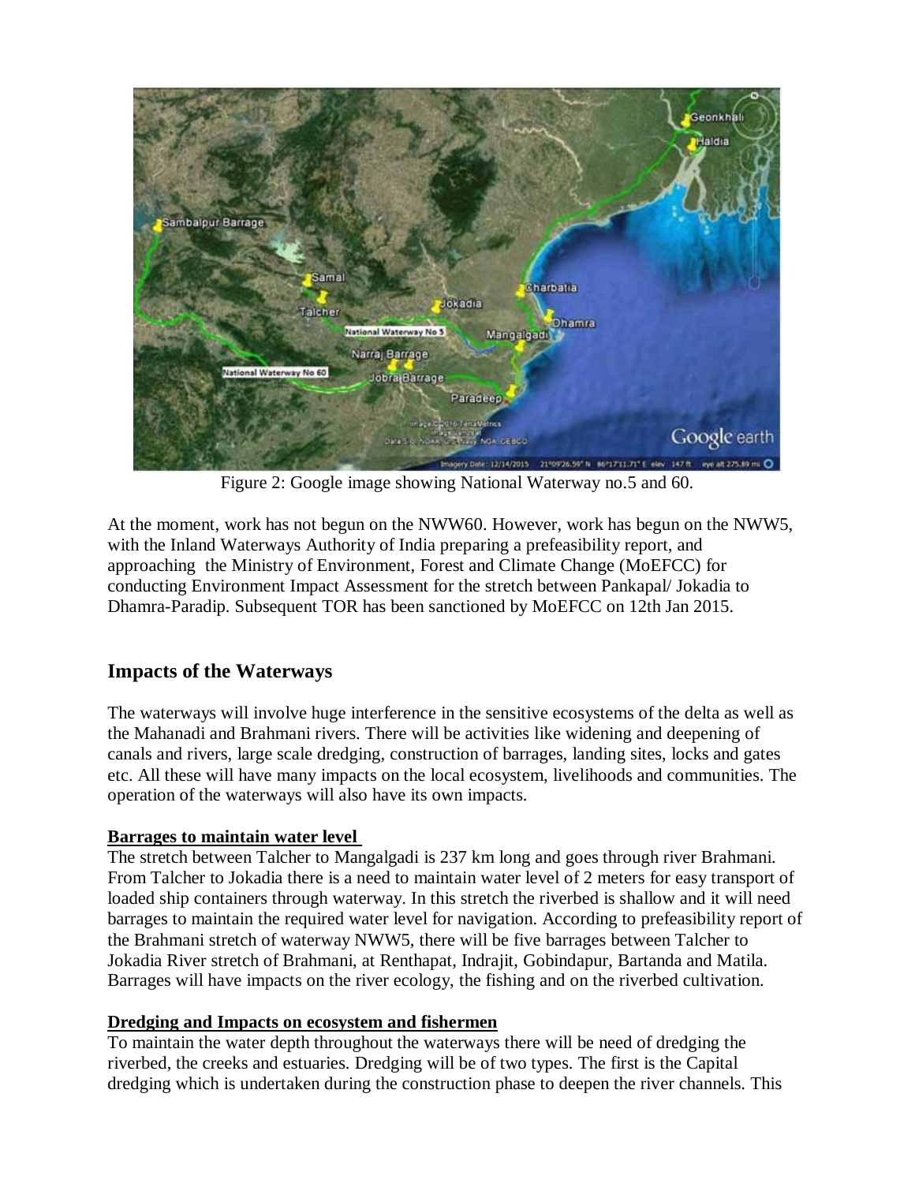Figure 2: Google image showing National Waterway no.5 and 60.

At the moment, work has not begun on the NWW60. However, work has begun on the NWW5, with the Inland Waterways Authority of India preparing a prefeasibility report, and approaching the Ministry of Environment, Forest and Climate Change (MoEFCC) for conducting Environment Impact Assessment for the stretch between Pankapal/ Jokadia to Dhamra-Paradip. Subsequent TOR has been sanctioned by MoEFCC on 12th Jan 2015.

## Impacts of the Waterways

The waterways will involve huge interference in the sensitive ecosystems of the delta as well as the Mahanadi and Brahmani rivers. There will be activities like widening and deepening of canals and rivers, large scale dredging, construction of barrages, landing sites, locks and gates etc. All these will have many impacts on the local ecosystem, livelihoods and communities. The operation of the waterways will also have its own impacts.

**Barrages to maintain water level**

The stretch between Talcher to Mangalgadi is 237 km long and goes through river Brahmani. From Talcher to Jokadia there is a need to maintain water level of 2 meters for easy transport of loaded ship containers through waterway. In this stretch the riverbed is shallow and it will need barrages to maintain the required water level for navigation. According to prefeasibility report of the Brahmani stretch of waterway NWW5, there will be five barrages between Talcher to Jokadia River stretch of Brahmani, at Renthapat, Indrajit, Gobindapur, Bartanda and Matila. Barrages will have impacts on the river ecology, the fishing and on the riverbed cultivation.

**Dredging and Impacts on ecosystem and fishermen**

To maintain the water depth throughout the waterways there will be need of dredging the riverbed, the creeks and estuaries. Dredging will be of two types. The first is the Capital dredging which is undertaken during the construction phase to deepen the river channels. This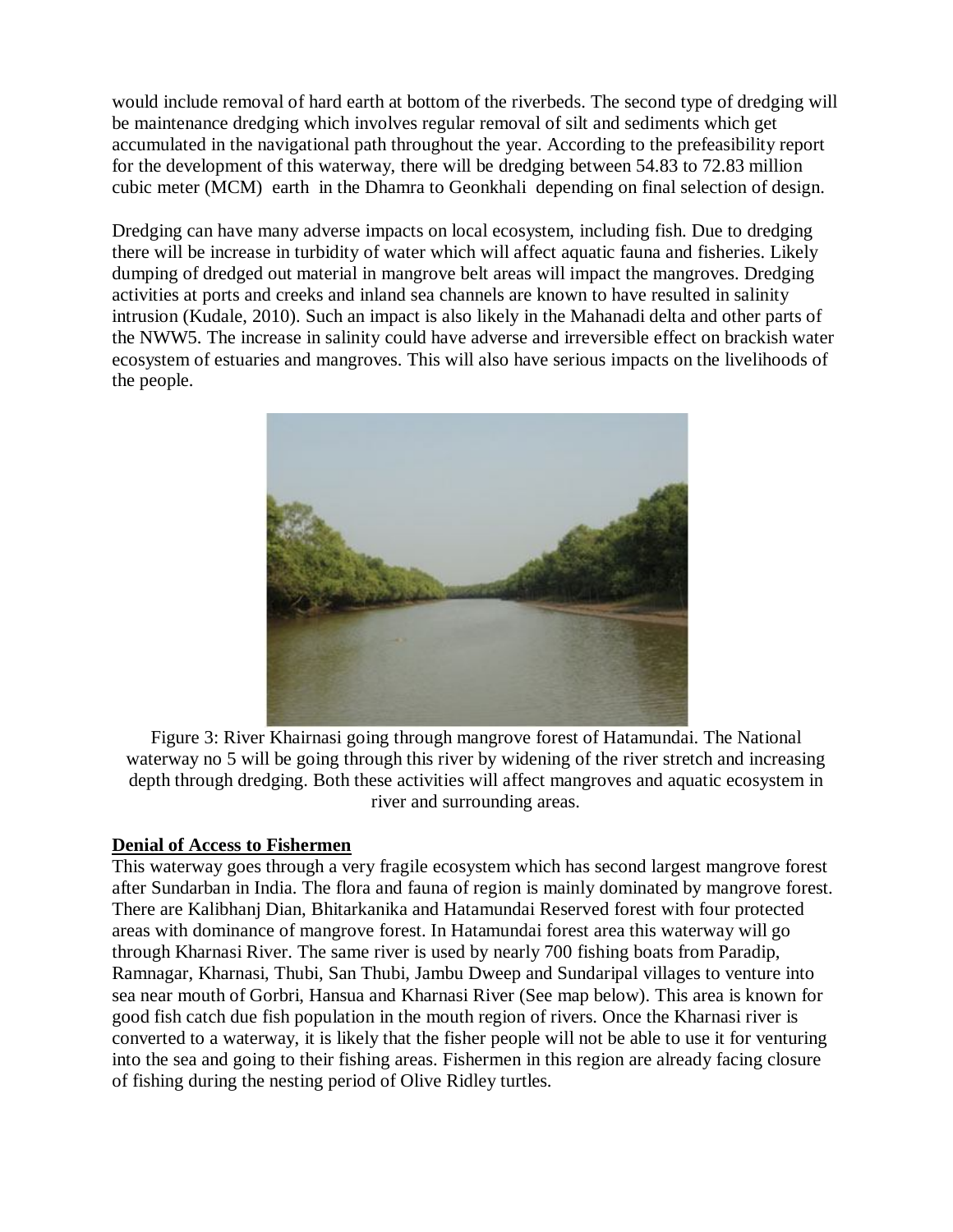would include removal of hard earth at bottom of the riverbeds. The second type of dredging will be maintenance dredging which involves regular removal of silt and sediments which get accumulated in the navigational path throughout the year. According to the prefeasibility report for the development of this waterway, there will be dredging between 54.83 to 72.83 million cubic meter (MCM) earth in the Dhamra to Geonkhali depending on final selection of design.

Dredging can have many adverse impacts on local ecosystem, including fish. Due to dredging there will be increase in turbidity of water which will affect aquatic fauna and fisheries. Likely dumping of dredged out material in mangrove belt areas will impact the mangroves. Dredging activities at ports and creeks and inland sea channels are known to have resulted in salinity intrusion (Kudale, 2010). Such an impact is also likely in the Mahanadi delta and other parts of the NWW5. The increase in salinity could have adverse and irreversible effect on brackish water ecosystem of estuaries and mangroves. This will also have serious impacts on the livelihoods of the people.

Figure 3: River Khairnasi going through mangrove forest of Hatamundai. The National waterway no 5 will be going through this river by widening of the river stretch and increasing depth through dredging. Both these activities will affect mangroves and aquatic ecosystem in river and surrounding areas.

**Denial of Access to Fishermen**

This waterway goes through a very fragile ecosystem which has second largest mangrove forest after Sundarban in India. The flora and fauna of region is mainly dominated by mangrove forest. There are Kalibhanj Dian, Bhitarkanika and Hatamundai Reserved forest with four protected areas with dominance of mangrove forest. In Hatamundai forest area this waterway will go through Kharnasi River. The same river is used by nearly 700 fishing boats from Paradip, Ramnagar, Kharnasi, Thubi, San Thubi, Jambu Dweep and Sundaripal villages to venture into sea near mouth of Gorbri, Hansua and Kharnasi River (See map below). This area is known for good fish catch due fish population in the mouth region of rivers. Once the Kharnasi river is converted to a waterway, it is likely that the fisher people will not be able to use it for venturing into the sea and going to their fishing areas. Fishermen in this region are already facing closure of fishing during the nesting period of Olive Ridley turtles.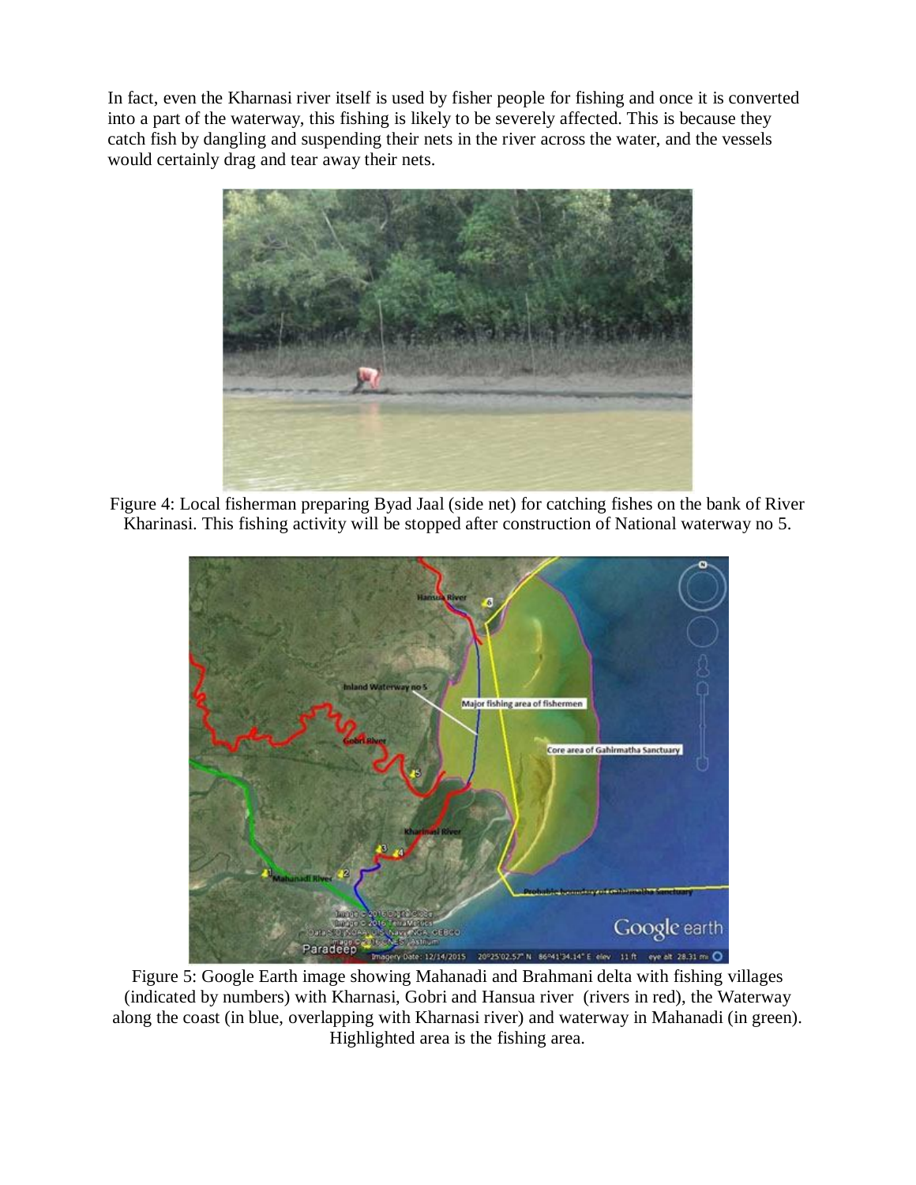In fact, even the Kharnasi river itself is used by fisher people for fishing and once it is converted into a part of the waterway, this fishing is likely to be severely affected. This is because they catch fish by dangling and suspending their nets in the river across the water, and the vessels would certainly drag and tear away their nets.

Figure 4: Local fisherman preparing Byad Jaal (side net) for catching fishes on the bank of River Kharinasi. This fishing activity will be stopped after construction of National waterway no 5.

Figure 5: Google Earth image showing Mahanadi and Brahmani delta with fishing villages (indicated by numbers) with Kharnasi, Gobri and Hansua river (rivers in red), the Waterway along the coast (in blue, overlapping with Kharnasi river) and waterway in Mahanadi (in green). Highlighted area is the fishing area.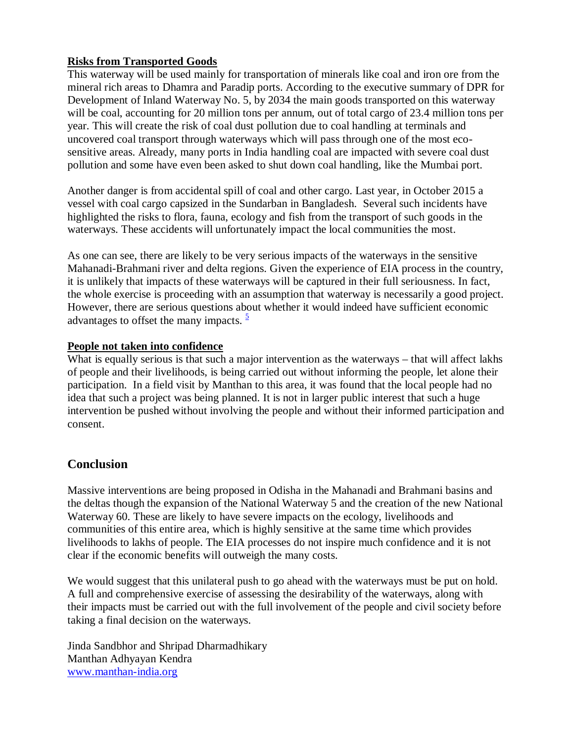**Risks from Transported Goods**

This waterway will be used mainly for transportation of minerals like coal and iron ore from the mineral rich areas to Dhamra and Paradip ports. According to the executive summary of DPR for Development of Inland Waterway No. 5, by 2034 the main goods transported on this waterway will be coal, accounting for 20 million tons per annum, out of total cargo of 23.4 million tons per year. This will create the risk of coal dust pollution due to coal handling at terminals and uncovered coal transport through waterways which will pass through one of the most eco-sensitive areas. Already, many ports in India handling coal are impacted with severe coal dust pollution and some have even been asked to shut down coal handling, like the Mumbai port.

Another danger is from accidental spill of coal and other cargo. Last year, in October 2015 a vessel with coal cargo capsized in the Sundarban in Bangladesh. Several such incidents have highlighted the risks to flora, fauna, ecology and fish from the transport of such goods in the waterways. These accidents will unfortunately impact the local communities the most.

As one can see, there are likely to be very serious impacts of the waterways in the sensitive Mahanadi-Brahmani river and delta regions. Given the experience of EIA process in the country, it is unlikely that impacts of these waterways will be captured in their full seriousness. In fact, the whole exercise is proceeding with an assumption that waterway is necessarily a good project. However, there are serious questions about whether it would indeed have sufficient economic advantages to offset the many impacts. [5]

**People not taken into confidence**

What is equally serious is that such a major intervention as the waterways – that will affect lakhs of people and their livelihoods, is being carried out without informing the people, let alone their participation. In a field visit by Manthan to this area, it was found that the local people had no idea that such a project was being planned. It is not in larger public interest that such a huge intervention be pushed without involving the people and without their informed participation and consent.

## Conclusion

Massive interventions are being proposed in Odisha in the Mahanadi and Brahmani basins and the deltas though the expansion of the National Waterway 5 and the creation of the new National Waterway 60. These are likely to have severe impacts on the ecology, livelihoods and communities of this entire area, which is highly sensitive at the same time which provides livelihoods to lakhs of people. The EIA processes do not inspire much confidence and it is not clear if the economic benefits will outweigh the many costs.

We would suggest that this unilateral push to go ahead with the waterways must be put on hold. A full and comprehensive exercise of assessing the desirability of the waterways, along with their impacts must be carried out with the full involvement of the people and civil society before taking a final decision on the waterways.

Jinda Sandbhor and Shripad Dharmadhikary
Manthan Adhyayan Kendra
www.manthan-india.org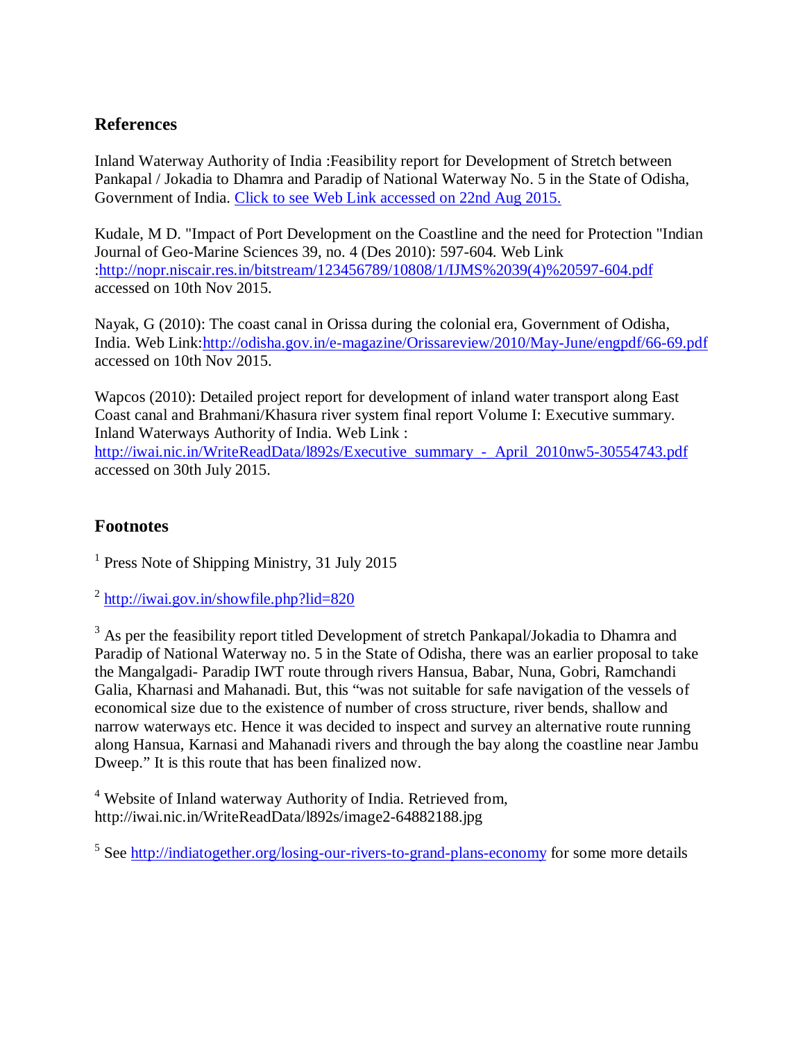## References

Inland Waterway Authority of India :Feasibility report for Development of Stretch between Pankapal / Jokadia to Dhamra and Paradip of National Waterway No. 5 in the State of Odisha, Government of India. Click to see Web Link accessed on 22nd Aug 2015.

Kudale, M D. "Impact of Port Development on the Coastline and the need for Protection "Indian Journal of Geo-Marine Sciences 39, no. 4 (Des 2010): 597-604. Web Link :http://nopr.niscair.res.in/bitstream/123456789/10808/1/IJMS%2039(4)%20597-604.pdf accessed on 10th Nov 2015.

Nayak, G (2010): The coast canal in Orissa during the colonial era, Government of Odisha, India. Web Link:http://odisha.gov.in/e-magazine/Orissareview/2010/May-June/engpdf/66-69.pdf accessed on 10th Nov 2015.

Wapcos (2010): Detailed project report for development of inland water transport along East Coast canal and Brahmani/Khasura river system final report Volume I: Executive summary. Inland Waterways Authority of India. Web Link : http://iwai.nic.in/WriteReadData/l892s/Executive_summary_-_April_2010nw5-30554743.pdf accessed on 30th July 2015.

## Footnotes

[1] Press Note of Shipping Ministry, 31 July 2015

[2] http://iwai.gov.in/showfile.php?lid=820

[3] As per the feasibility report titled Development of stretch Pankapal/Jokadia to Dhamra and Paradip of National Waterway no. 5 in the State of Odisha, there was an earlier proposal to take the Mangalgadi- Paradip IWT route through rivers Hansua, Babar, Nuna, Gobri, Ramchandi Galia, Kharnasi and Mahanadi. But, this "was not suitable for safe navigation of the vessels of economical size due to the existence of number of cross structure, river bends, shallow and narrow waterways etc. Hence it was decided to inspect and survey an alternative route running along Hansua, Karnasi and Mahanadi rivers and through the bay along the coastline near Jambu Dweep." It is this route that has been finalized now.

[4] Website of Inland waterway Authority of India. Retrieved from, http://iwai.nic.in/WriteReadData/l892s/image2-64882188.jpg

[5] See http://indiatogether.org/losing-our-rivers-to-grand-plans-economy for some more details